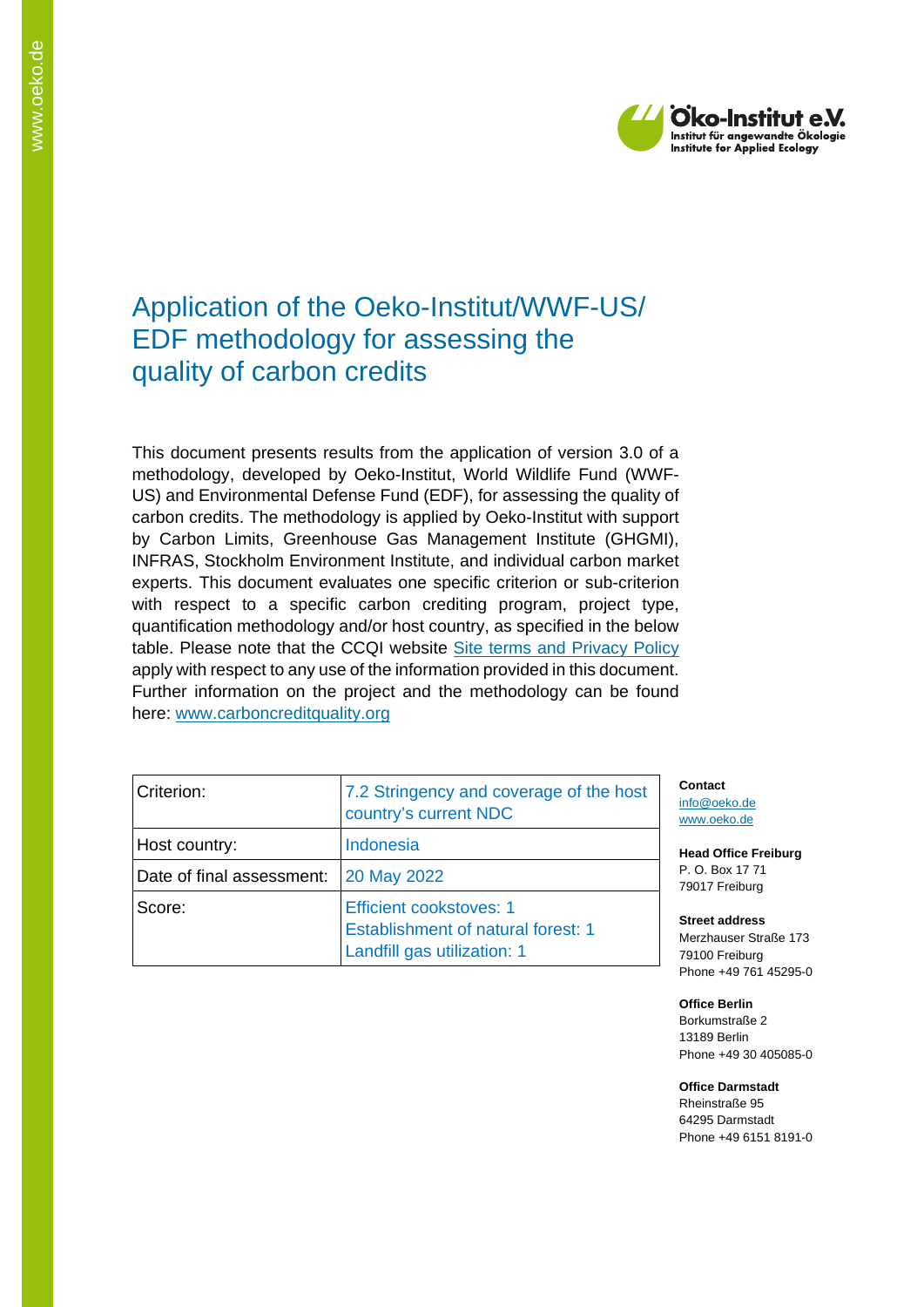# Application of the Oeko-Institut/WWF-US/ EDF methodology for assessing the quality of carbon credits

This document presents results from the application of version 3.0 of a methodology, developed by Oeko-Institut, World Wildlife Fund (WWF-US) and Environmental Defense Fund (EDF), for assessing the quality of carbon credits. The methodology is applied by Oeko-Institut with support by Carbon Limits, Greenhouse Gas Management Institute (GHGMI), INFRAS, Stockholm Environment Institute, and individual carbon market experts. This document evaluates one specific criterion or sub-criterion with respect to a specific carbon crediting program, project type, quantification methodology and/or host country, as specified in the below table. Please note that the CCQI website [Site terms and Privacy Policy](Site terms and Privacy Policy) apply with respect to any use of the information provided in this document. Further information on the project and the methodology can be found here: [www.carboncreditquality.org](www.carboncreditquality.org)

| Criterion: | 7.2 Stringency and coverage of the host country's current NDC |
|---|---|
| Host country: | Indonesia |
| Date of final assessment: | 20 May 2022 |
| Score: | Efficient cookstoves: 1<br>Establishment of natural forest: 1<br>Landfill gas utilization: 1 |

**Contact**
info@oeko.de
www.oeko.de

**Head Office Freiburg**
P. O. Box 17 71
79017 Freiburg

**Street address**
Merzhauser Straße 173
79100 Freiburg
Phone +49 761 45295-0

**Office Berlin**
Borkumstraße 2
13189 Berlin
Phone +49 30 405085-0

**Office Darmstadt**
Rheinstraße 95
64295 Darmstadt
Phone +49 6151 8191-0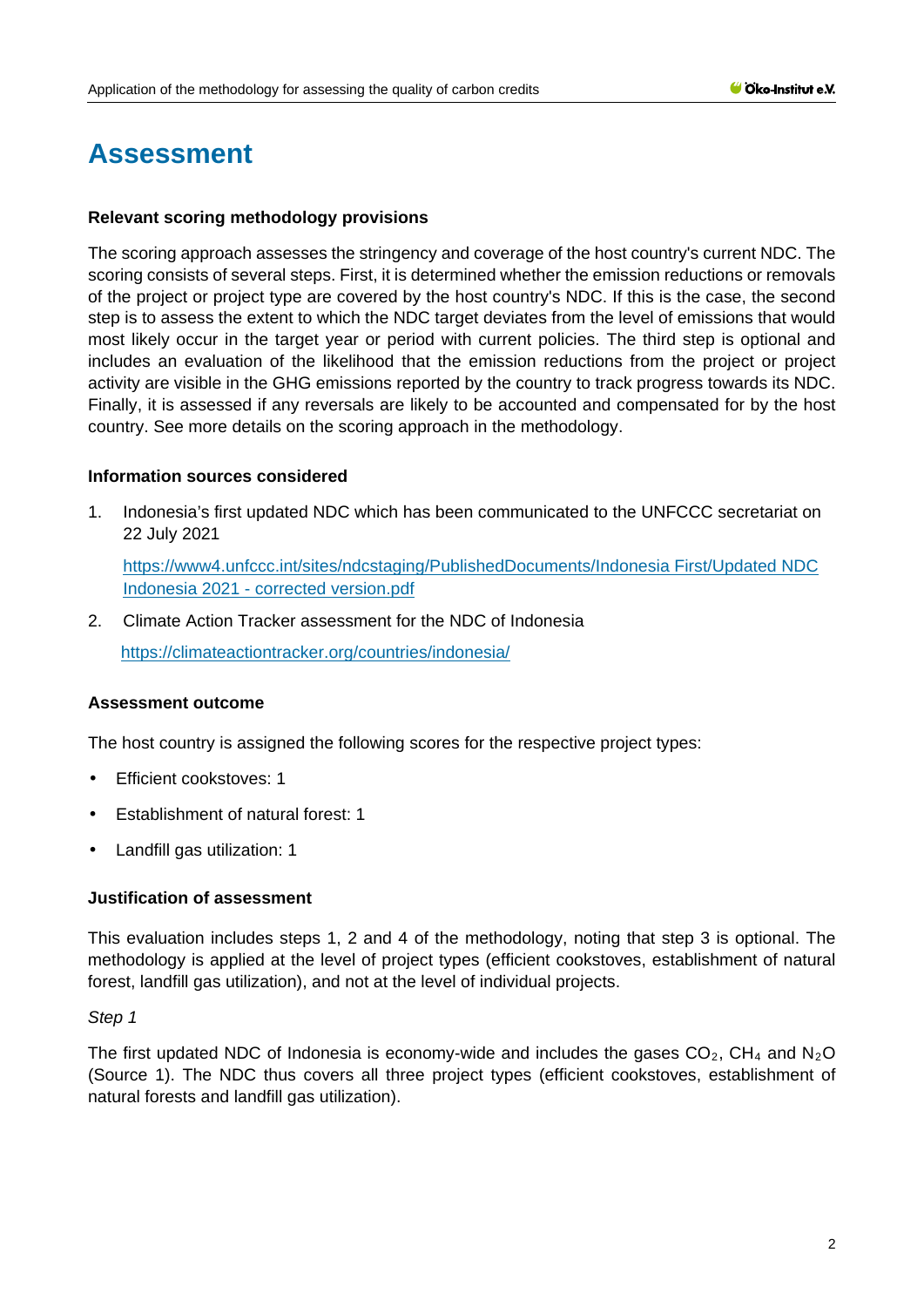# Assessment

### Relevant scoring methodology provisions

The scoring approach assesses the stringency and coverage of the host country's current NDC. The scoring consists of several steps. First, it is determined whether the emission reductions or removals of the project or project type are covered by the host country's NDC. If this is the case, the second step is to assess the extent to which the NDC target deviates from the level of emissions that would most likely occur in the target year or period with current policies. The third step is optional and includes an evaluation of the likelihood that the emission reductions from the project or project activity are visible in the GHG emissions reported by the country to track progress towards its NDC. Finally, it is assessed if any reversals are likely to be accounted and compensated for by the host country. See more details on the scoring approach in the methodology.

### Information sources considered

1. Indonesia's first updated NDC which has been communicated to the UNFCCC secretariat on 22 July 2021

   [https://www4.unfccc.int/sites/ndcstaging/PublishedDocuments/Indonesia First/Updated NDC Indonesia 2021 - corrected version.pdf](https://www4.unfccc.int/sites/ndcstaging/PublishedDocuments/Indonesia First/Updated NDC Indonesia 2021 - corrected version.pdf)

2. Climate Action Tracker assessment for the NDC of Indonesia

   [https://climateactiontracker.org/countries/indonesia/](https://climateactiontracker.org/countries/indonesia/)

### Assessment outcome

The host country is assigned the following scores for the respective project types:

- Efficient cookstoves: 1
- Establishment of natural forest: 1
- Landfill gas utilization: 1

### Justification of assessment

This evaluation includes steps 1, 2 and 4 of the methodology, noting that step 3 is optional. The methodology is applied at the level of project types (efficient cookstoves, establishment of natural forest, landfill gas utilization), and not at the level of individual projects.

*Step 1*

The first updated NDC of Indonesia is economy-wide and includes the gases $CO_2$, $CH_4$ and $N_2O$ (Source 1). The NDC thus covers all three project types (efficient cookstoves, establishment of natural forests and landfill gas utilization).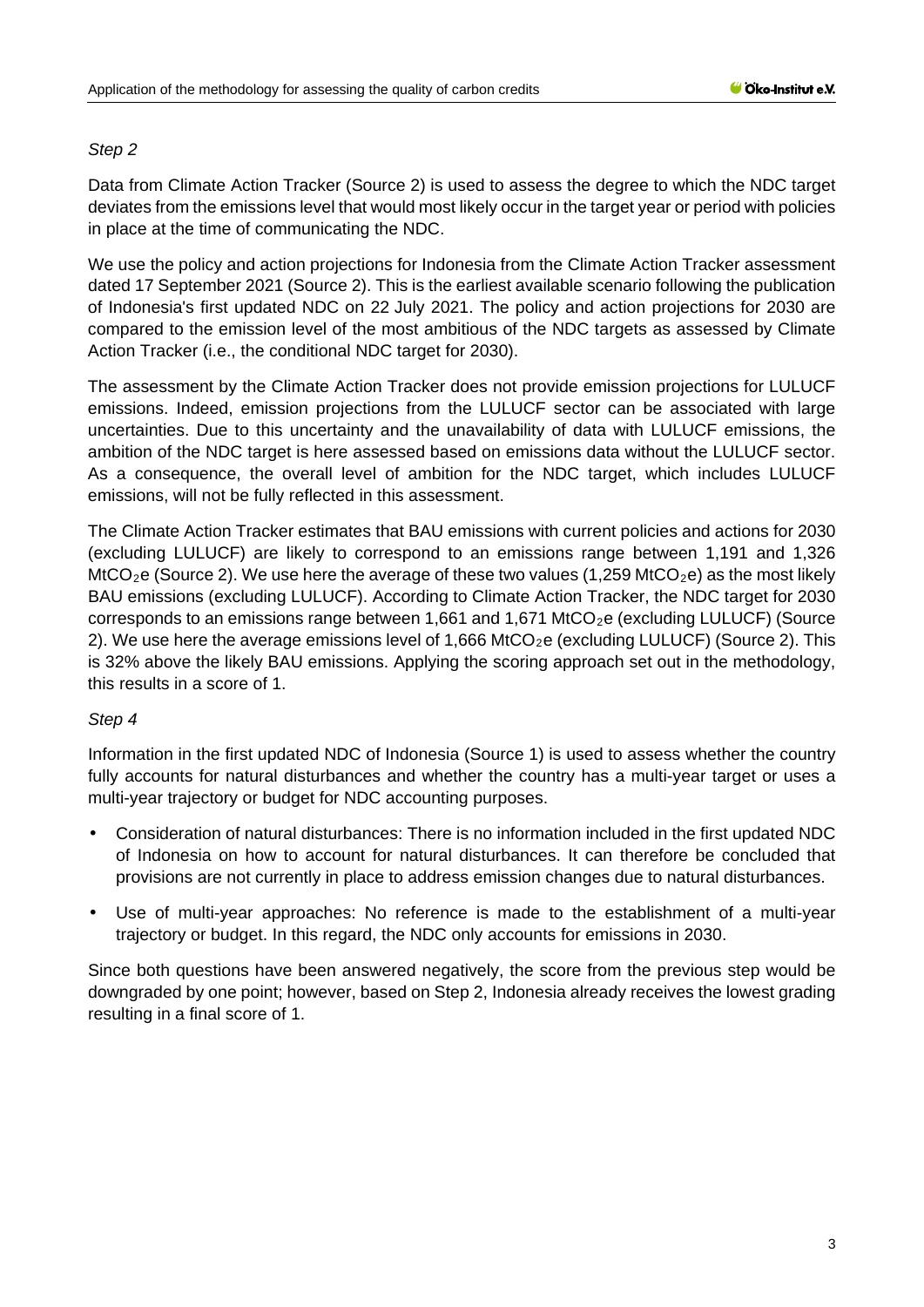*Step 2*

Data from Climate Action Tracker (Source 2) is used to assess the degree to which the NDC target deviates from the emissions level that would most likely occur in the target year or period with policies in place at the time of communicating the NDC.

We use the policy and action projections for Indonesia from the Climate Action Tracker assessment dated 17 September 2021 (Source 2). This is the earliest available scenario following the publication of Indonesia's first updated NDC on 22 July 2021. The policy and action projections for 2030 are compared to the emission level of the most ambitious of the NDC targets as assessed by Climate Action Tracker (i.e., the conditional NDC target for 2030).

The assessment by the Climate Action Tracker does not provide emission projections for LULUCF emissions. Indeed, emission projections from the LULUCF sector can be associated with large uncertainties. Due to this uncertainty and the unavailability of data with LULUCF emissions, the ambition of the NDC target is here assessed based on emissions data without the LULUCF sector. As a consequence, the overall level of ambition for the NDC target, which includes LULUCF emissions, will not be fully reflected in this assessment.

The Climate Action Tracker estimates that BAU emissions with current policies and actions for 2030 (excluding LULUCF) are likely to correspond to an emissions range between 1,191 and 1,326 $MtCO_2e$ (Source 2). We use here the average of these two values (1,259 $MtCO_2e$) as the most likely BAU emissions (excluding LULUCF). According to Climate Action Tracker, the NDC target for 2030 corresponds to an emissions range between 1,661 and 1,671 $MtCO_2e$ (excluding LULUCF) (Source 2). We use here the average emissions level of 1,666 $MtCO_2e$ (excluding LULUCF) (Source 2). This is 32% above the likely BAU emissions. Applying the scoring approach set out in the methodology, this results in a score of 1.

*Step 4*

Information in the first updated NDC of Indonesia (Source 1) is used to assess whether the country fully accounts for natural disturbances and whether the country has a multi-year target or uses a multi-year trajectory or budget for NDC accounting purposes.

- Consideration of natural disturbances: There is no information included in the first updated NDC of Indonesia on how to account for natural disturbances. It can therefore be concluded that provisions are not currently in place to address emission changes due to natural disturbances.
- Use of multi-year approaches: No reference is made to the establishment of a multi-year trajectory or budget. In this regard, the NDC only accounts for emissions in 2030.

Since both questions have been answered negatively, the score from the previous step would be downgraded by one point; however, based on Step 2, Indonesia already receives the lowest grading resulting in a final score of 1.